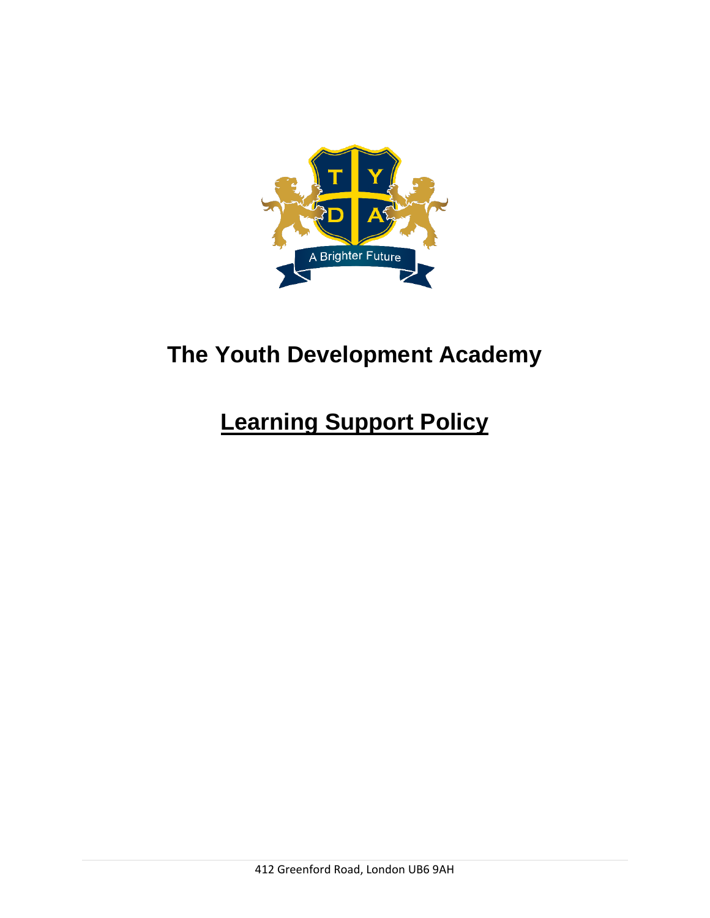# The Youth Development Academy

# Learning Support Policy

412 Greenford Road, London UB6 9AH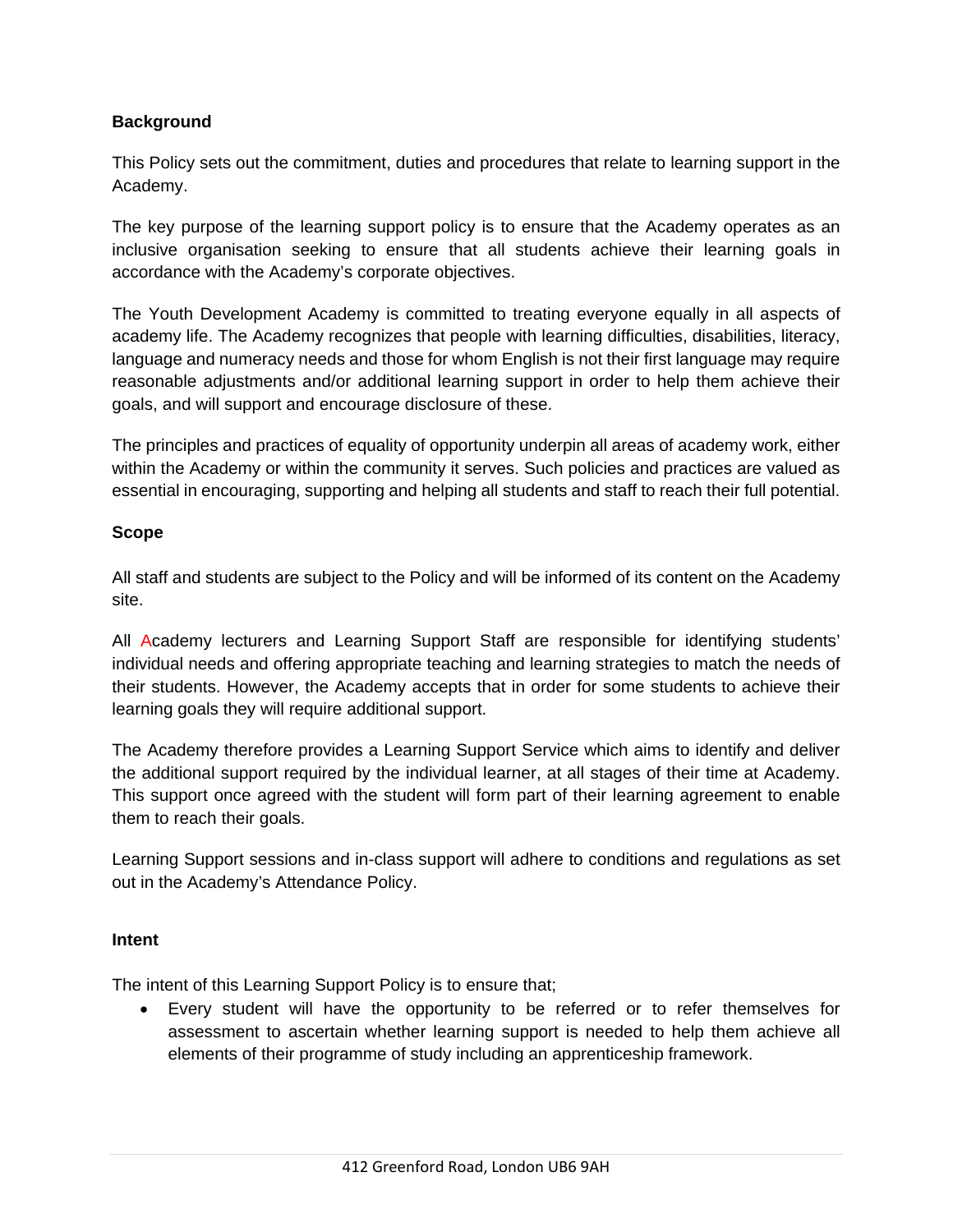**Background**

This Policy sets out the commitment, duties and procedures that relate to learning support in the Academy.

The key purpose of the learning support policy is to ensure that the Academy operates as an inclusive organisation seeking to ensure that all students achieve their learning goals in accordance with the Academy's corporate objectives.

The Youth Development Academy is committed to treating everyone equally in all aspects of academy life. The Academy recognizes that people with learning difficulties, disabilities, literacy, language and numeracy needs and those for whom English is not their first language may require reasonable adjustments and/or additional learning support in order to help them achieve their goals, and will support and encourage disclosure of these.

The principles and practices of equality of opportunity underpin all areas of academy work, either within the Academy or within the community it serves. Such policies and practices are valued as essential in encouraging, supporting and helping all students and staff to reach their full potential.

**Scope**

All staff and students are subject to the Policy and will be informed of its content on the Academy site.

All Academy lecturers and Learning Support Staff are responsible for identifying students' individual needs and offering appropriate teaching and learning strategies to match the needs of their students. However, the Academy accepts that in order for some students to achieve their learning goals they will require additional support.

The Academy therefore provides a Learning Support Service which aims to identify and deliver the additional support required by the individual learner, at all stages of their time at Academy. This support once agreed with the student will form part of their learning agreement to enable them to reach their goals.

Learning Support sessions and in-class support will adhere to conditions and regulations as set out in the Academy's Attendance Policy.

**Intent**

The intent of this Learning Support Policy is to ensure that;

- Every student will have the opportunity to be referred or to refer themselves for assessment to ascertain whether learning support is needed to help them achieve all elements of their programme of study including an apprenticeship framework.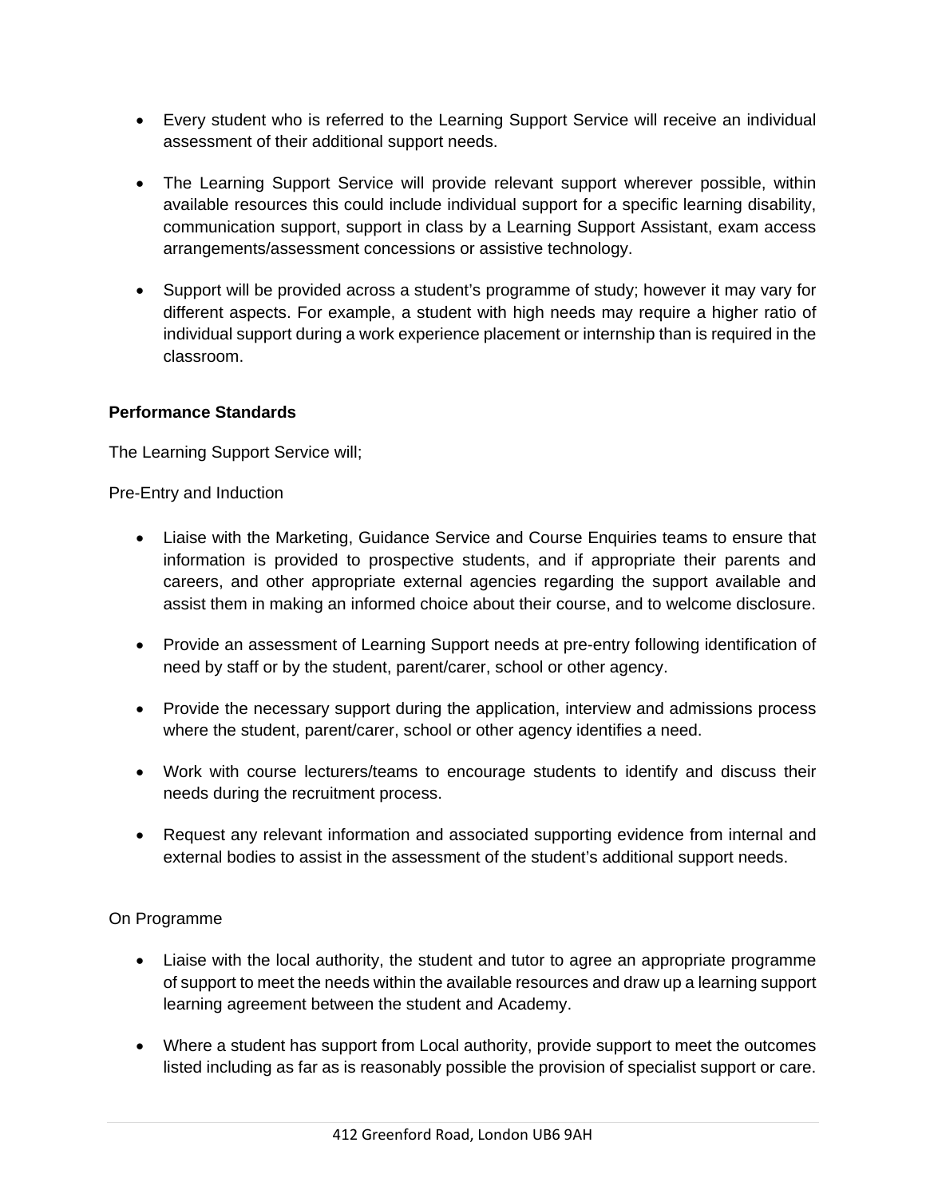- Every student who is referred to the Learning Support Service will receive an individual assessment of their additional support needs.

- The Learning Support Service will provide relevant support wherever possible, within available resources this could include individual support for a specific learning disability, communication support, support in class by a Learning Support Assistant, exam access arrangements/assessment concessions or assistive technology.

- Support will be provided across a student's programme of study; however it may vary for different aspects. For example, a student with high needs may require a higher ratio of individual support during a work experience placement or internship than is required in the classroom.

**Performance Standards**

The Learning Support Service will;

Pre-Entry and Induction

- Liaise with the Marketing, Guidance Service and Course Enquiries teams to ensure that information is provided to prospective students, and if appropriate their parents and careers, and other appropriate external agencies regarding the support available and assist them in making an informed choice about their course, and to welcome disclosure.

- Provide an assessment of Learning Support needs at pre-entry following identification of need by staff or by the student, parent/carer, school or other agency.

- Provide the necessary support during the application, interview and admissions process where the student, parent/carer, school or other agency identifies a need.

- Work with course lecturers/teams to encourage students to identify and discuss their needs during the recruitment process.

- Request any relevant information and associated supporting evidence from internal and external bodies to assist in the assessment of the student's additional support needs.

On Programme

- Liaise with the local authority, the student and tutor to agree an appropriate programme of support to meet the needs within the available resources and draw up a learning support learning agreement between the student and Academy.

- Where a student has support from Local authority, provide support to meet the outcomes listed including as far as is reasonably possible the provision of specialist support or care.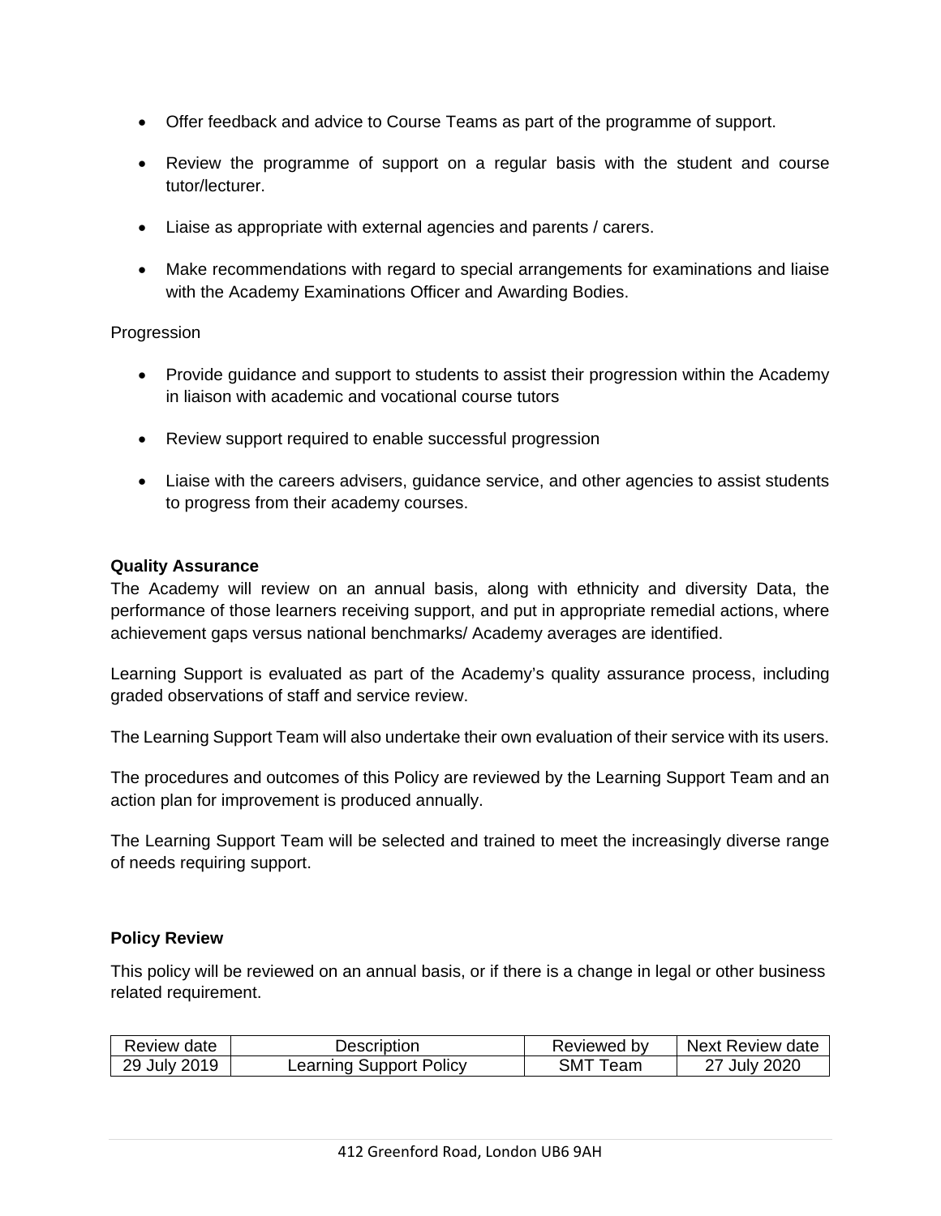- Offer feedback and advice to Course Teams as part of the programme of support.

- Review the programme of support on a regular basis with the student and course tutor/lecturer.

- Liaise as appropriate with external agencies and parents / carers.

- Make recommendations with regard to special arrangements for examinations and liaise with the Academy Examinations Officer and Awarding Bodies.

Progression

- Provide guidance and support to students to assist their progression within the Academy in liaison with academic and vocational course tutors

- Review support required to enable successful progression

- Liaise with the careers advisers, guidance service, and other agencies to assist students to progress from their academy courses.

**Quality Assurance**

The Academy will review on an annual basis, along with ethnicity and diversity Data, the performance of those learners receiving support, and put in appropriate remedial actions, where achievement gaps versus national benchmarks/ Academy averages are identified.

Learning Support is evaluated as part of the Academy's quality assurance process, including graded observations of staff and service review.

The Learning Support Team will also undertake their own evaluation of their service with its users.

The procedures and outcomes of this Policy are reviewed by the Learning Support Team and an action plan for improvement is produced annually.

The Learning Support Team will be selected and trained to meet the increasingly diverse range of needs requiring support.

**Policy Review**

This policy will be reviewed on an annual basis, or if there is a change in legal or other business related requirement.

| Review date | Description | Reviewed by | Next Review date |
| --- | --- | --- | --- |
| 29 July 2019 | Learning Support Policy | SMT Team | 27 July 2020 |